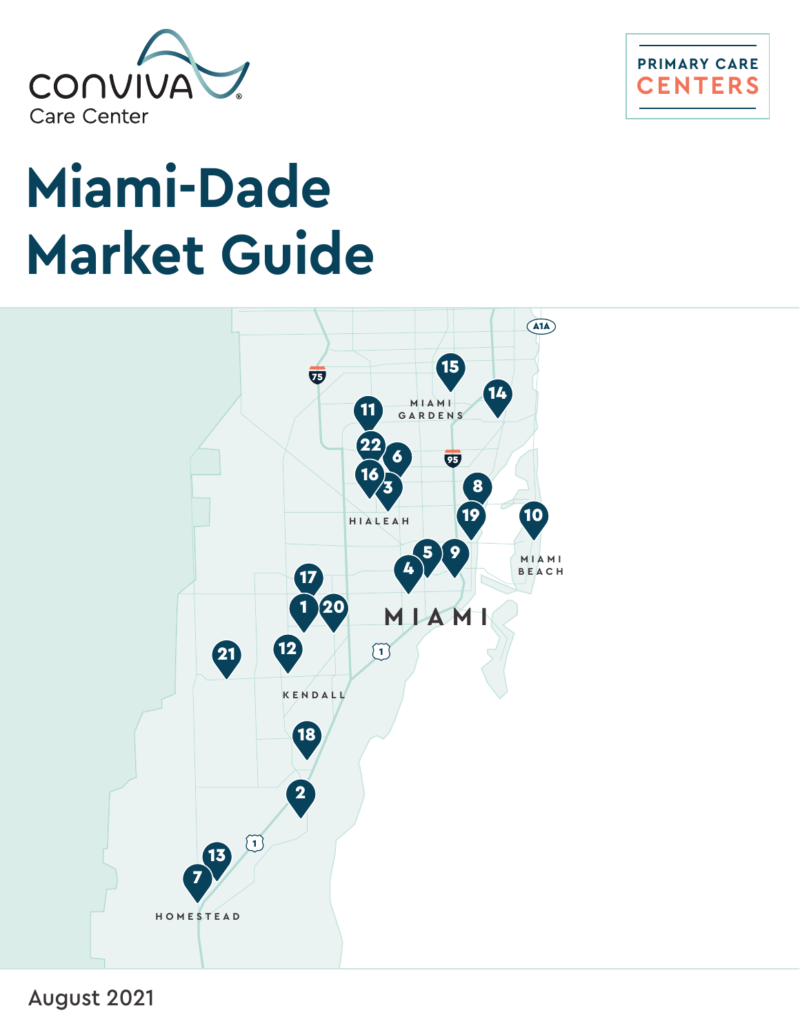Conviva Care Center

PRIMARY CARE CENTERS

# Miami-Dade Market Guide

August 2021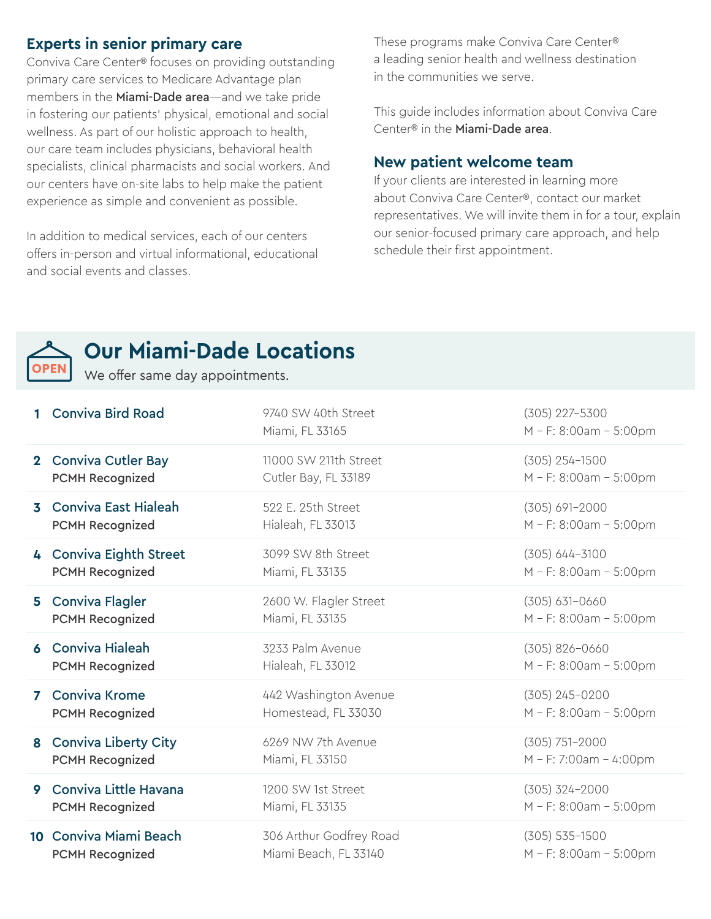## Experts in senior primary care

Conviva Care Center® focuses on providing outstanding primary care services to Medicare Advantage plan members in the **Miami-Dade area**—and we take pride in fostering our patients' physical, emotional and social wellness. As part of our holistic approach to health, our care team includes physicians, behavioral health specialists, clinical pharmacists and social workers. And our centers have on-site labs to help make the patient experience as simple and convenient as possible.

In addition to medical services, each of our centers offers in-person and virtual informational, educational and social events and classes.

These programs make Conviva Care Center® a leading senior health and wellness destination in the communities we serve.

This guide includes information about Conviva Care Center® in the **Miami-Dade area**.

## New patient welcome team

If your clients are interested in learning more about Conviva Care Center®, contact our market representatives. We will invite them in for a tour, explain our senior-focused primary care approach, and help schedule their first appointment.

## Our Miami-Dade Locations

We offer same day appointments.

| # | Location | Address | Phone / Hours |
|---|---|---|---|
| 1 | Conviva Bird Road | 9740 SW 40th Street<br>Miami, FL 33165 | (305) 227-5300<br>M – F: 8:00am – 5:00pm |
| 2 | Conviva Cutler Bay<br>**PCMH Recognized** | 11000 SW 211th Street<br>Cutler Bay, FL 33189 | (305) 254-1500<br>M – F: 8:00am – 5:00pm |
| 3 | Conviva East Hialeah<br>**PCMH Recognized** | 522 E. 25th Street<br>Hialeah, FL 33013 | (305) 691-2000<br>M – F: 8:00am – 5:00pm |
| 4 | Conviva Eighth Street<br>**PCMH Recognized** | 3099 SW 8th Street<br>Miami, FL 33135 | (305) 644-3100<br>M – F: 8:00am – 5:00pm |
| 5 | Conviva Flagler<br>**PCMH Recognized** | 2600 W. Flagler Street<br>Miami, FL 33135 | (305) 631-0660<br>M – F: 8:00am – 5:00pm |
| 6 | Conviva Hialeah<br>**PCMH Recognized** | 3233 Palm Avenue<br>Hialeah, FL 33012 | (305) 826-0660<br>M – F: 8:00am – 5:00pm |
| 7 | Conviva Krome<br>**PCMH Recognized** | 442 Washington Avenue<br>Homestead, FL 33030 | (305) 245-0200<br>M – F: 8:00am – 5:00pm |
| 8 | Conviva Liberty City<br>**PCMH Recognized** | 6269 NW 7th Avenue<br>Miami, FL 33150 | (305) 751-2000<br>M – F: 7:00am – 4:00pm |
| 9 | Conviva Little Havana<br>**PCMH Recognized** | 1200 SW 1st Street<br>Miami, FL 33135 | (305) 324-2000<br>M – F: 8:00am – 5:00pm |
| 10 | Conviva Miami Beach<br>**PCMH Recognized** | 306 Arthur Godfrey Road<br>Miami Beach, FL 33140 | (305) 535-1500<br>M – F: 8:00am – 5:00pm |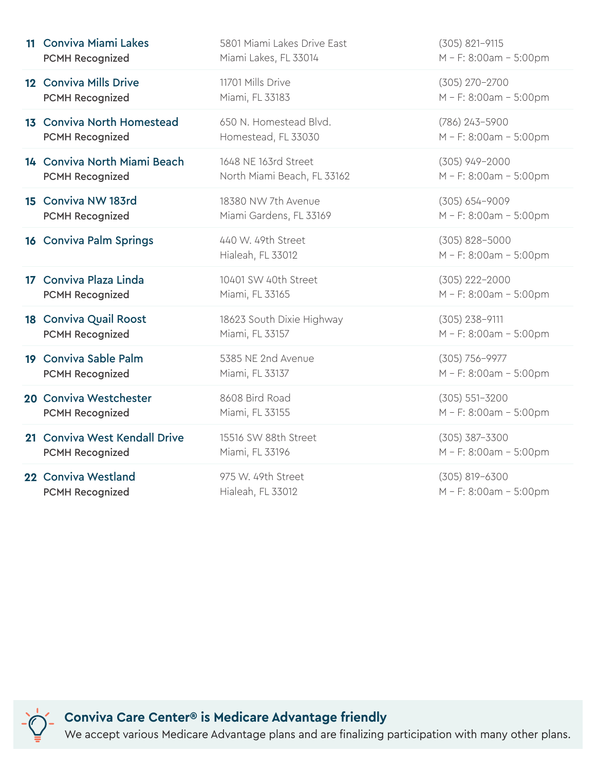| # | Location | Address | Phone / Hours |
|---|---|---|---|
| 11 | **Conviva Miami Lakes**<br>PCMH Recognized | 5801 Miami Lakes Drive East<br>Miami Lakes, FL 33014 | (305) 821-9115<br>M – F: 8:00am – 5:00pm |
| 12 | **Conviva Mills Drive**<br>PCMH Recognized | 11701 Mills Drive<br>Miami, FL 33183 | (305) 270-2700<br>M – F: 8:00am – 5:00pm |
| 13 | **Conviva North Homestead**<br>PCMH Recognized | 650 N. Homestead Blvd.<br>Homestead, FL 33030 | (786) 243-5900<br>M – F: 8:00am – 5:00pm |
| 14 | **Conviva North Miami Beach**<br>PCMH Recognized | 1648 NE 163rd Street<br>North Miami Beach, FL 33162 | (305) 949-2000<br>M – F: 8:00am – 5:00pm |
| 15 | **Conviva NW 183rd**<br>PCMH Recognized | 18380 NW 7th Avenue<br>Miami Gardens, FL 33169 | (305) 654-9009<br>M – F: 8:00am – 5:00pm |
| 16 | **Conviva Palm Springs** | 440 W. 49th Street<br>Hialeah, FL 33012 | (305) 828-5000<br>M – F: 8:00am – 5:00pm |
| 17 | **Conviva Plaza Linda**<br>PCMH Recognized | 10401 SW 40th Street<br>Miami, FL 33165 | (305) 222-2000<br>M – F: 8:00am – 5:00pm |
| 18 | **Conviva Quail Roost**<br>PCMH Recognized | 18623 South Dixie Highway<br>Miami, FL 33157 | (305) 238-9111<br>M – F: 8:00am – 5:00pm |
| 19 | **Conviva Sable Palm**<br>PCMH Recognized | 5385 NE 2nd Avenue<br>Miami, FL 33137 | (305) 756-9977<br>M – F: 8:00am – 5:00pm |
| 20 | **Conviva Westchester**<br>PCMH Recognized | 8608 Bird Road<br>Miami, FL 33155 | (305) 551-3200<br>M – F: 8:00am – 5:00pm |
| 21 | **Conviva West Kendall Drive**<br>PCMH Recognized | 15516 SW 88th Street<br>Miami, FL 33196 | (305) 387-3300<br>M – F: 8:00am – 5:00pm |
| 22 | **Conviva Westland**<br>PCMH Recognized | 975 W. 49th Street<br>Hialeah, FL 33012 | (305) 819-6300<br>M – F: 8:00am – 5:00pm |

**Conviva Care Center® is Medicare Advantage friendly**

We accept various Medicare Advantage plans and are finalizing participation with many other plans.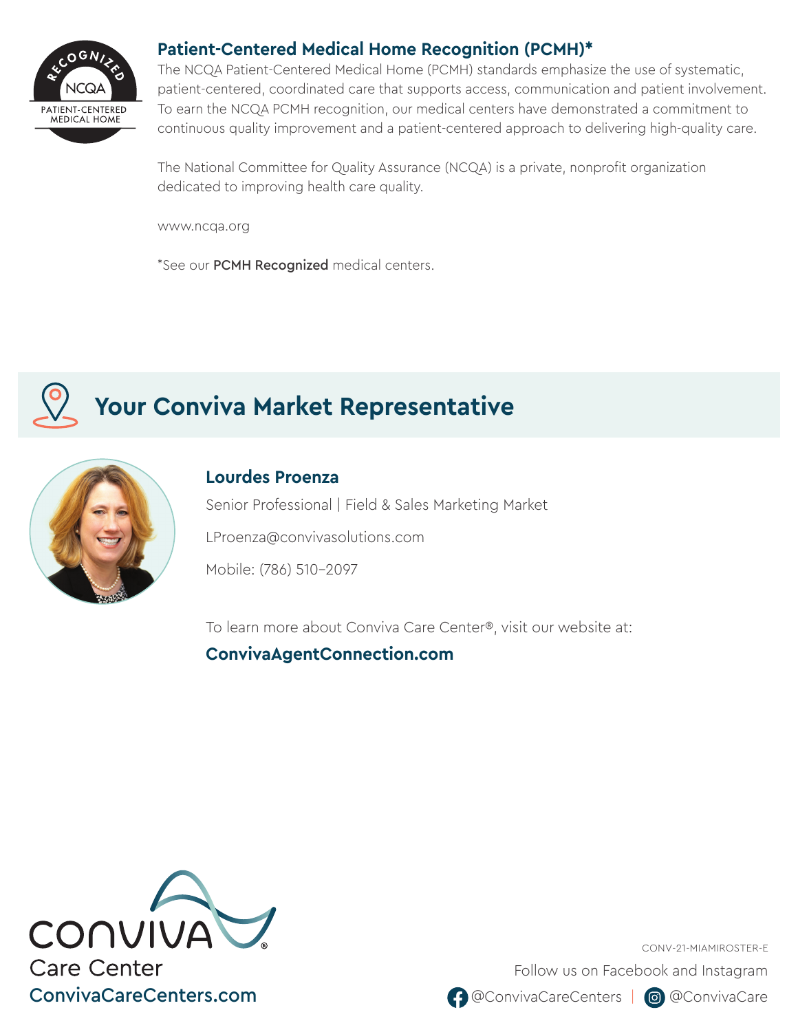## Patient-Centered Medical Home Recognition (PCMH)*

The NCQA Patient-Centered Medical Home (PCMH) standards emphasize the use of systematic, patient-centered, coordinated care that supports access, communication and patient involvement. To earn the NCQA PCMH recognition, our medical centers have demonstrated a commitment to continuous quality improvement and a patient-centered approach to delivering high-quality care.

The National Committee for Quality Assurance (NCQA) is a private, nonprofit organization dedicated to improving health care quality.

www.ncqa.org

*See our **PCMH Recognized** medical centers.

## Your Conviva Market Representative

### Lourdes Proenza

Senior Professional | Field & Sales Marketing Market

LProenza@convivasolutions.com

Mobile: (786) 510-2097

To learn more about Conviva Care Center®, visit our website at:

**ConvivaAgentConnection.com**

Conviva Care Center

ConvivaCareCenters.com

CONV-21-MIAMIROSTER-E

Follow us on Facebook and Instagram

@ConvivaCareCenters | @ConvivaCare